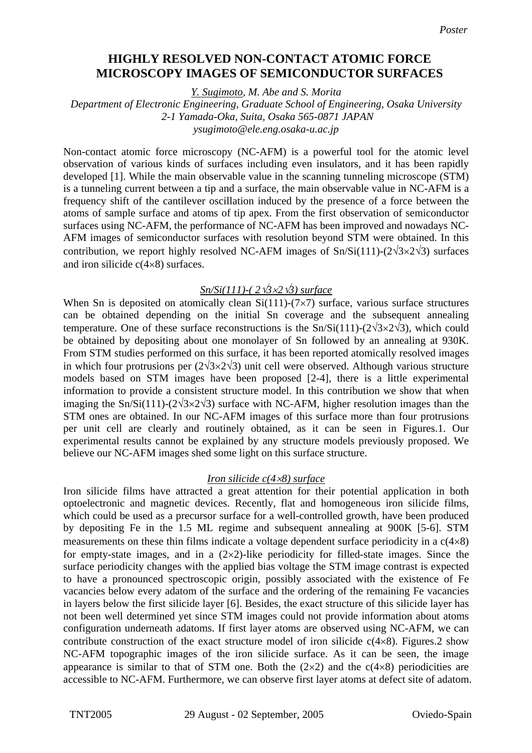*Poster*

# HIGHLY RESOLVED NON-CONTACT ATOMIC FORCE MICROSCOPY IMAGES OF SEMICONDUCTOR SURFACES

*Y. Sugimoto, M. Abe and S. Morita*
*Department of Electronic Engineering, Graduate School of Engineering, Osaka University*
*2-1 Yamada-Oka, Suita, Osaka 565-0871 JAPAN*
*ysugimoto@ele.eng.osaka-u.ac.jp*

Non-contact atomic force microscopy (NC-AFM) is a powerful tool for the atomic level observation of various kinds of surfaces including even insulators, and it has been rapidly developed [1]. While the main observable value in the scanning tunneling microscope (STM) is a tunneling current between a tip and a surface, the main observable value in NC-AFM is a frequency shift of the cantilever oscillation induced by the presence of a force between the atoms of sample surface and atoms of tip apex. From the first observation of semiconductor surfaces using NC-AFM, the performance of NC-AFM has been improved and nowadays NC-AFM images of semiconductor surfaces with resolution beyond STM were obtained. In this contribution, we report highly resolved NC-AFM images of Sn/Si(111)-($2\sqrt{3}\times2\sqrt{3}$) surfaces and iron silicide c($4\times8$) surfaces.

## *Sn/Si(111)-( $2\sqrt{3}\times2\sqrt{3}$) surface*

When Sn is deposited on atomically clean Si(111)-($7\times7$) surface, various surface structures can be obtained depending on the initial Sn coverage and the subsequent annealing temperature. One of these surface reconstructions is the Sn/Si(111)-($2\sqrt{3}\times2\sqrt{3}$), which could be obtained by depositing about one monolayer of Sn followed by an annealing at 930K. From STM studies performed on this surface, it has been reported atomically resolved images in which four protrusions per ($2\sqrt{3}\times2\sqrt{3}$) unit cell were observed. Although various structure models based on STM images have been proposed [2-4], there is a little experimental information to provide a consistent structure model. In this contribution we show that when imaging the Sn/Si(111)-($2\sqrt{3}\times2\sqrt{3}$) surface with NC-AFM, higher resolution images than the STM ones are obtained. In our NC-AFM images of this surface more than four protrusions per unit cell are clearly and routinely obtained, as it can be seen in Figures.1. Our experimental results cannot be explained by any structure models previously proposed. We believe our NC-AFM images shed some light on this surface structure.

## *Iron silicide c($4\times8$) surface*

Iron silicide films have attracted a great attention for their potential application in both optoelectronic and magnetic devices. Recently, flat and homogeneous iron silicide films, which could be used as a precursor surface for a well-controlled growth, have been produced by depositing Fe in the 1.5 ML regime and subsequent annealing at 900K [5-6]. STM measurements on these thin films indicate a voltage dependent surface periodicity in a c($4\times8$) for empty-state images, and in a ($2\times2$)-like periodicity for filled-state images. Since the surface periodicity changes with the applied bias voltage the STM image contrast is expected to have a pronounced spectroscopic origin, possibly associated with the existence of Fe vacancies below every adatom of the surface and the ordering of the remaining Fe vacancies in layers below the first silicide layer [6]. Besides, the exact structure of this silicide layer has not been well determined yet since STM images could not provide information about atoms configuration underneath adatoms. If first layer atoms are observed using NC-AFM, we can contribute construction of the exact structure model of iron silicide c($4\times8$). Figures.2 show NC-AFM topographic images of the iron silicide surface. As it can be seen, the image appearance is similar to that of STM one. Both the ($2\times2$) and the c($4\times8$) periodicities are accessible to NC-AFM. Furthermore, we can observe first layer atoms at defect site of adatom.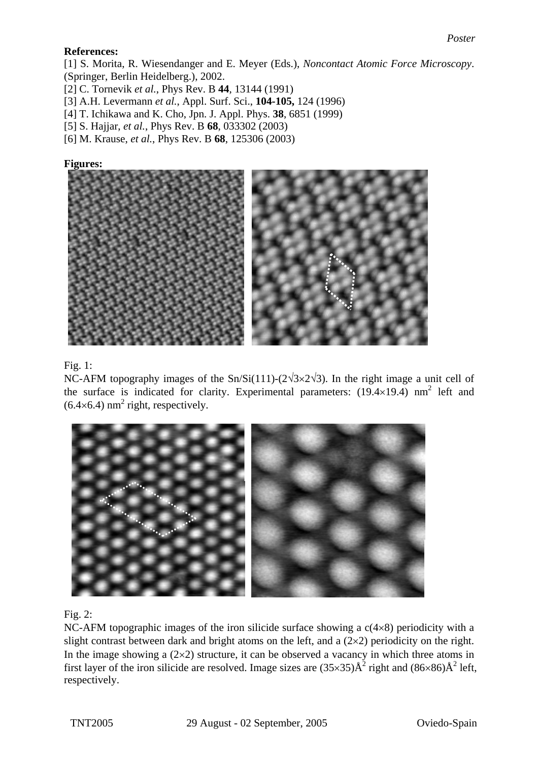**References:**

[1] S. Morita, R. Wiesendanger and E. Meyer (Eds.), *Noncontact Atomic Force Microscopy*. (Springer, Berlin Heidelberg.), 2002.
[2] C. Tornevik *et al.*, Phys Rev. B **44**, 13144 (1991)
[3] A.H. Levermann *et al.*, Appl. Surf. Sci., **104-105,** 124 (1996)
[4] T. Ichikawa and K. Cho, Jpn. J. Appl. Phys. **38**, 6851 (1999)
[5] S. Hajjar, *et al.*, Phys Rev. B **68**, 033302 (2003)
[6] M. Krause, *et al.*, Phys Rev. B **68**, 125306 (2003)

**Figures:**

Fig. 1:
NC-AFM topography images of the Sn/Si(111)-($2\sqrt{3}\times2\sqrt{3}$). In the right image a unit cell of the surface is indicated for clarity. Experimental parameters: ($19.4\times19.4$) $nm^2$ left and ($6.4\times6.4$) $nm^2$ right, respectively.

Fig. 2:
NC-AFM topographic images of the iron silicide surface showing a c($4\times8$) periodicity with a slight contrast between dark and bright atoms on the left, and a ($2\times2$) periodicity on the right. In the image showing a ($2\times2$) structure, it can be observed a vacancy in which three atoms in first layer of the iron silicide are resolved. Image sizes are ($35\times35$)Å$^2$ right and ($86\times86$)Å$^2$ left, respectively.